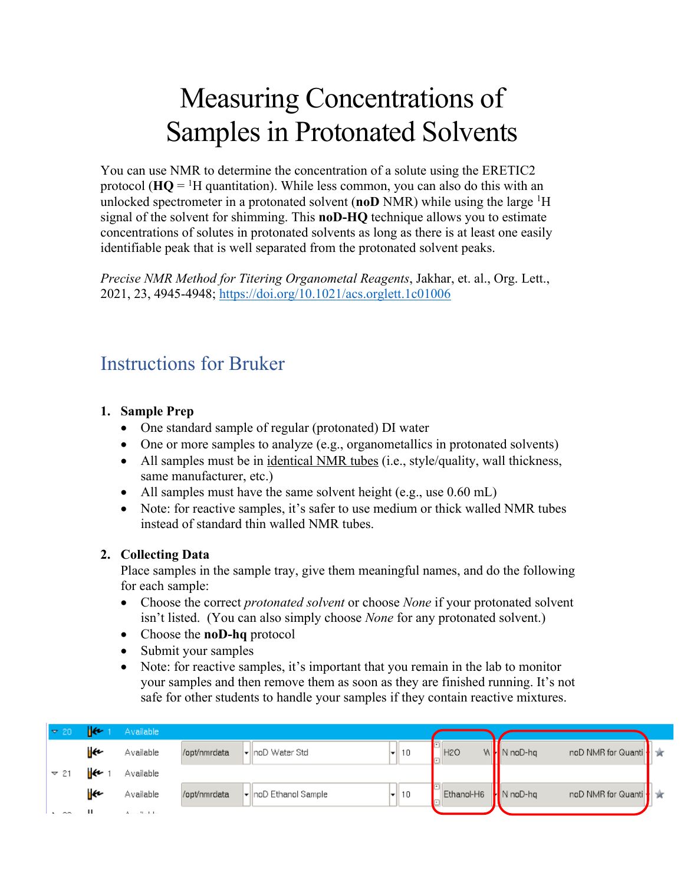# Measuring Concentrations of Samples in Protonated Solvents

You can use NMR to determine the concentration of a solute using the ERETIC2 protocol (**HQ** = $^{1}$H quantitation). While less common, you can also do this with an unlocked spectrometer in a protonated solvent (**noD** NMR) while using the large $^{1}$H signal of the solvent for shimming. This **noD-HQ** technique allows you to estimate concentrations of solutes in protonated solvents as long as there is at least one easily identifiable peak that is well separated from the protonated solvent peaks.

*Precise NMR Method for Titering Organometal Reagents*, Jakhar, et. al., Org. Lett., 2021, 23, 4945-4948; https://doi.org/10.1021/acs.orglett.1c01006

## Instructions for Bruker

1. **Sample Prep**
   - One standard sample of regular (protonated) DI water
   - One or more samples to analyze (e.g., organometallics in protonated solvents)
   - All samples must be in identical NMR tubes (i.e., style/quality, wall thickness, same manufacturer, etc.)
   - All samples must have the same solvent height (e.g., use 0.60 mL)
   - Note: for reactive samples, it's safer to use medium or thick walled NMR tubes instead of standard thin walled NMR tubes.

2. **Collecting Data**
   Place samples in the sample tray, give them meaningful names, and do the following for each sample:
   - Choose the correct *protonated solvent* or choose *None* if your protonated solvent isn't listed. (You can also simply choose *None* for any protonated solvent.)
   - Choose the **noD-hq** protocol
   - Submit your samples
   - Note: for reactive samples, it's important that you remain in the lab to monitor your samples and then remove them as soon as they are finished running. It's not safe for other students to handle your samples if they contain reactive mixtures.

| | | | | | | | |
|---|---|---|---|---|---|---|---|
| 20 | 1 | Available | | | | | |
| | | Available | /opt/nmrdata | noD Water Std | 10 | H2O | N noD-hq noD NMR for Quanti |
| 21 | 1 | Available | | | | | |
| | | Available | /opt/nmrdata | noD Ethanol Sample | 10 | Ethanol-H6 | N noD-hq noD NMR for Quanti |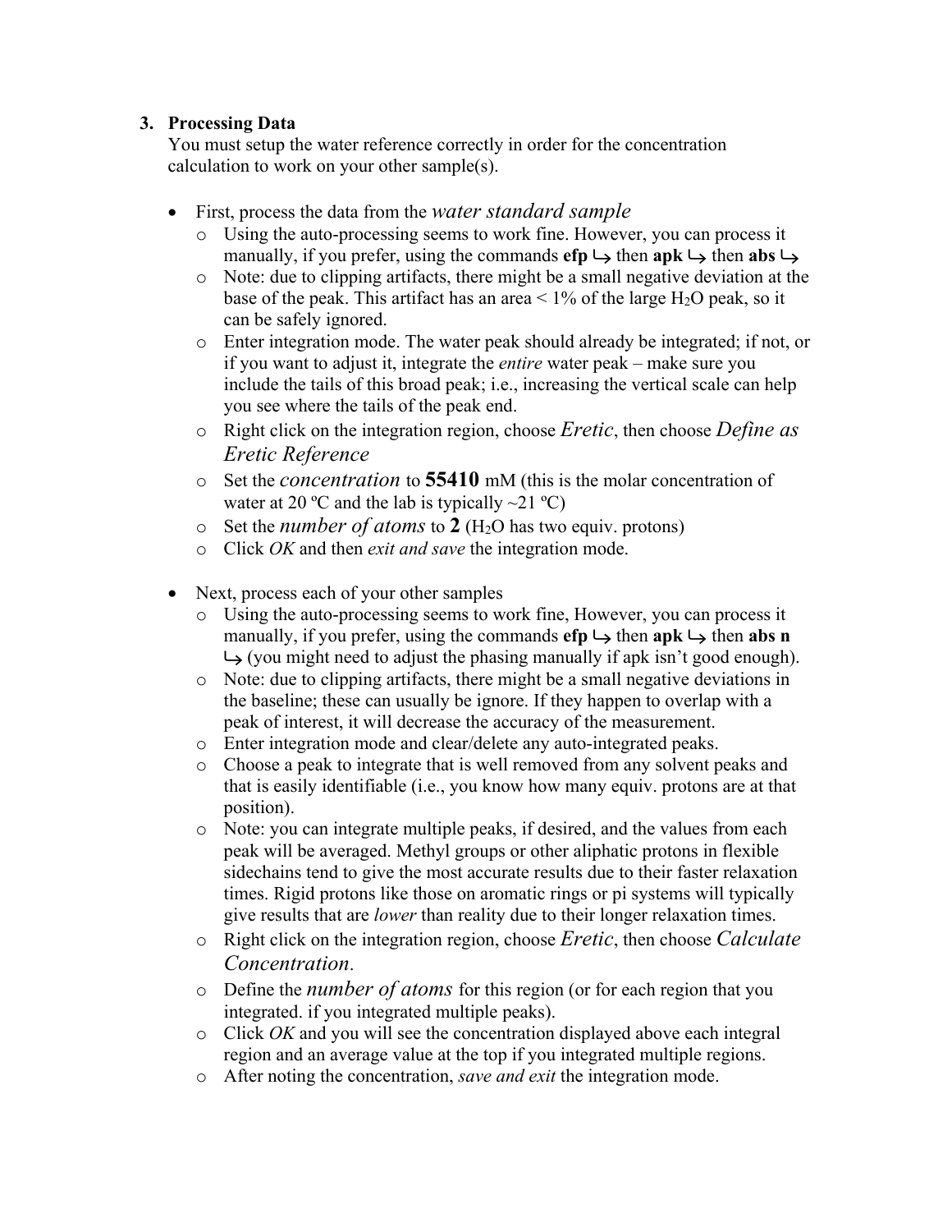### 3. Processing Data

You must setup the water reference correctly in order for the concentration calculation to work on your other sample(s).

- First, process the data from the *water standard sample*
  - Using the auto-processing seems to work fine. However, you can process it manually, if you prefer, using the commands **efp** ↳ then **apk** ↳ then **abs** ↳
  - Note: due to clipping artifacts, there might be a small negative deviation at the base of the peak. This artifact has an area < 1% of the large $H_2O$ peak, so it can be safely ignored.
  - Enter integration mode. The water peak should already be integrated; if not, or if you want to adjust it, integrate the *entire* water peak – make sure you include the tails of this broad peak; i.e., increasing the vertical scale can help you see where the tails of the peak end.
  - Right click on the integration region, choose *Eretic*, then choose *Define as Eretic Reference*
  - Set the *concentration* to **55410** mM (this is the molar concentration of water at 20 ºC and the lab is typically ~21 ºC)
  - Set the *number of atoms* to **2** ($H_2O$ has two equiv. protons)
  - Click *OK* and then *exit and save* the integration mode.

- Next, process each of your other samples
  - Using the auto-processing seems to work fine, However, you can process it manually, if you prefer, using the commands **efp** ↳ then **apk** ↳ then **abs n** ↳ (you might need to adjust the phasing manually if apk isn't good enough).
  - Note: due to clipping artifacts, there might be a small negative deviations in the baseline; these can usually be ignore. If they happen to overlap with a peak of interest, it will decrease the accuracy of the measurement.
  - Enter integration mode and clear/delete any auto-integrated peaks.
  - Choose a peak to integrate that is well removed from any solvent peaks and that is easily identifiable (i.e., you know how many equiv. protons are at that position).
  - Note: you can integrate multiple peaks, if desired, and the values from each peak will be averaged. Methyl groups or other aliphatic protons in flexible sidechains tend to give the most accurate results due to their faster relaxation times. Rigid protons like those on aromatic rings or pi systems will typically give results that are *lower* than reality due to their longer relaxation times.
  - Right click on the integration region, choose *Eretic*, then choose *Calculate Concentration*.
  - Define the *number of atoms* for this region (or for each region that you integrated. if you integrated multiple peaks).
  - Click *OK* and you will see the concentration displayed above each integral region and an average value at the top if you integrated multiple regions.
  - After noting the concentration, *save and exit* the integration mode.